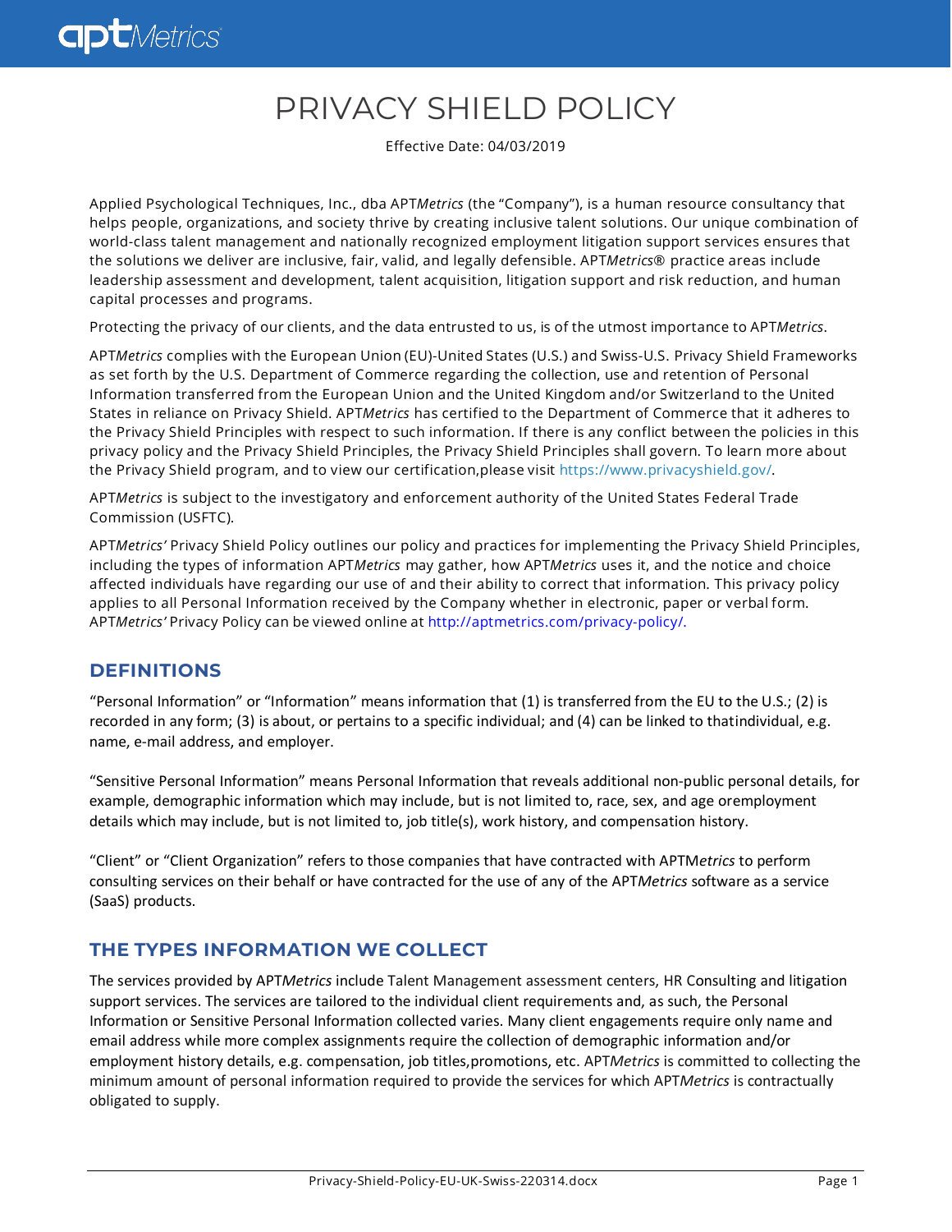# PRIVACY SHIELD POLICY

Effective Date: 04/03/2019

Applied Psychological Techniques, Inc., dba APT*Metrics* (the "Company"), is a human resource consultancy that helps people, organizations, and society thrive by creating inclusive talent solutions. Our unique combination of world-class talent management and nationally recognized employment litigation support services ensures that the solutions we deliver are inclusive, fair, valid, and legally defensible. APT*Metrics*® practice areas include leadership assessment and development, talent acquisition, litigation support and risk reduction, and human capital processes and programs.

Protecting the privacy of our clients, and the data entrusted to us, is of the utmost importance to APT*Metrics*.

APT*Metrics* complies with the European Union (EU)-United States (U.S.) and Swiss-U.S. Privacy Shield Frameworks as set forth by the U.S. Department of Commerce regarding the collection, use and retention of Personal Information transferred from the European Union and the United Kingdom and/or Switzerland to the United States in reliance on Privacy Shield. APT*Metrics* has certified to the Department of Commerce that it adheres to the Privacy Shield Principles with respect to such information. If there is any conflict between the policies in this privacy policy and the Privacy Shield Principles, the Privacy Shield Principles shall govern. To learn more about the Privacy Shield program, and to view our certification,please visit https://www.privacyshield.gov/.

APT*Metrics* is subject to the investigatory and enforcement authority of the United States Federal Trade Commission (USFTC).

APT*Metrics'* Privacy Shield Policy outlines our policy and practices for implementing the Privacy Shield Principles, including the types of information APT*Metrics* may gather, how APT*Metrics* uses it, and the notice and choice affected individuals have regarding our use of and their ability to correct that information. This privacy policy applies to all Personal Information received by the Company whether in electronic, paper or verbal form. APT*Metrics'* Privacy Policy can be viewed online at http://aptmetrics.com/privacy-policy/.

## DEFINITIONS

"Personal Information" or "Information" means information that (1) is transferred from the EU to the U.S.; (2) is recorded in any form; (3) is about, or pertains to a specific individual; and (4) can be linked to thatindividual, e.g. name, e-mail address, and employer.

"Sensitive Personal Information" means Personal Information that reveals additional non-public personal details, for example, demographic information which may include, but is not limited to, race, sex, and age oremployment details which may include, but is not limited to, job title(s), work history, and compensation history.

"Client" or "Client Organization" refers to those companies that have contracted with APTM*etrics* to perform consulting services on their behalf or have contracted for the use of any of the APT*Metrics* software as a service (SaaS) products.

## THE TYPES INFORMATION WE COLLECT

The services provided by APT*Metrics* include Talent Management assessment centers, HR Consulting and litigation support services. The services are tailored to the individual client requirements and, as such, the Personal Information or Sensitive Personal Information collected varies. Many client engagements require only name and email address while more complex assignments require the collection of demographic information and/or employment history details, e.g. compensation, job titles,promotions, etc. APT*Metrics* is committed to collecting the minimum amount of personal information required to provide the services for which APT*Metrics* is contractually obligated to supply.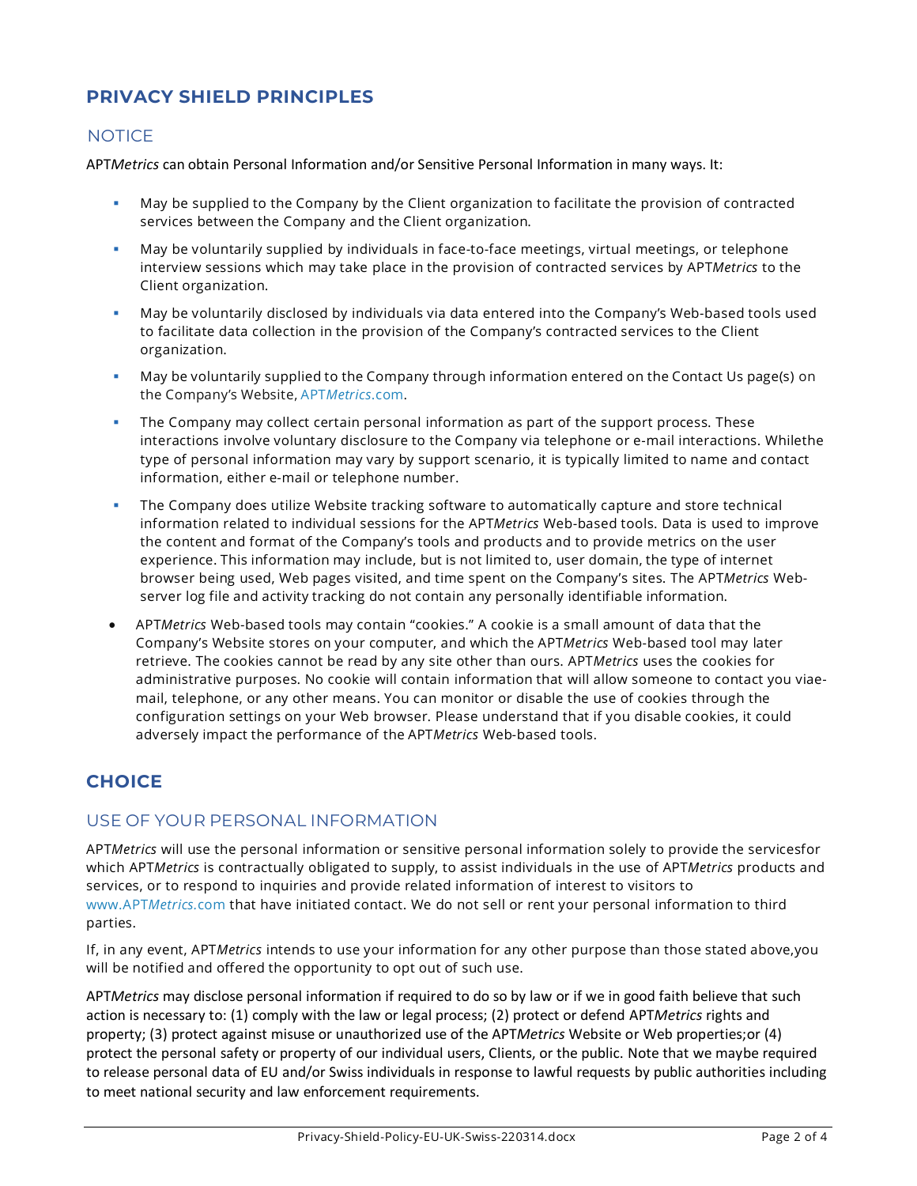## PRIVACY SHIELD PRINCIPLES

### NOTICE

APT*Metrics* can obtain Personal Information and/or Sensitive Personal Information in many ways. It:

- May be supplied to the Company by the Client organization to facilitate the provision of contracted services between the Company and the Client organization.
- May be voluntarily supplied by individuals in face-to-face meetings, virtual meetings, or telephone interview sessions which may take place in the provision of contracted services by APT*Metrics* to the Client organization.
- May be voluntarily disclosed by individuals via data entered into the Company's Web-based tools used to facilitate data collection in the provision of the Company's contracted services to the Client organization.
- May be voluntarily supplied to the Company through information entered on the Contact Us page(s) on the Company's Website, APT*Metrics*.com.
- The Company may collect certain personal information as part of the support process. These interactions involve voluntary disclosure to the Company via telephone or e-mail interactions. Whilethe type of personal information may vary by support scenario, it is typically limited to name and contact information, either e-mail or telephone number.
- The Company does utilize Website tracking software to automatically capture and store technical information related to individual sessions for the APT*Metrics* Web-based tools. Data is used to improve the content and format of the Company's tools and products and to provide metrics on the user experience. This information may include, but is not limited to, user domain, the type of internet browser being used, Web pages visited, and time spent on the Company's sites. The APT*Metrics* Web-server log file and activity tracking do not contain any personally identifiable information.
- APT*Metrics* Web-based tools may contain "cookies." A cookie is a small amount of data that the Company's Website stores on your computer, and which the APT*Metrics* Web-based tool may later retrieve. The cookies cannot be read by any site other than ours. APT*Metrics* uses the cookies for administrative purposes. No cookie will contain information that will allow someone to contact you viae-mail, telephone, or any other means. You can monitor or disable the use of cookies through the configuration settings on your Web browser. Please understand that if you disable cookies, it could adversely impact the performance of the APT*Metrics* Web-based tools.

## CHOICE

### USE OF YOUR PERSONAL INFORMATION

APT*Metrics* will use the personal information or sensitive personal information solely to provide the servicesfor which APT*Metrics* is contractually obligated to supply, to assist individuals in the use of APT*Metrics* products and services, or to respond to inquiries and provide related information of interest to visitors to www.APT*Metrics*.com that have initiated contact. We do not sell or rent your personal information to third parties.

If, in any event, APT*Metrics* intends to use your information for any other purpose than those stated above,you will be notified and offered the opportunity to opt out of such use.

APT*Metrics* may disclose personal information if required to do so by law or if we in good faith believe that such action is necessary to: (1) comply with the law or legal process; (2) protect or defend APT*Metrics* rights and property; (3) protect against misuse or unauthorized use of the APT*Metrics* Website or Web properties;or (4) protect the personal safety or property of our individual users, Clients, or the public. Note that we maybe required to release personal data of EU and/or Swiss individuals in response to lawful requests by public authorities including to meet national security and law enforcement requirements.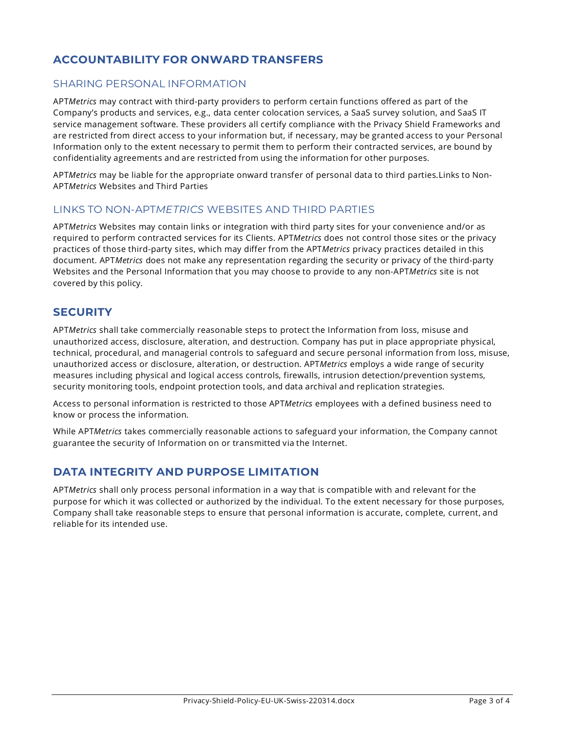## ACCOUNTABILITY FOR ONWARD TRANSFERS

### SHARING PERSONAL INFORMATION

APT*Metrics* may contract with third-party providers to perform certain functions offered as part of the Company's products and services, e.g., data center colocation services, a SaaS survey solution, and SaaS IT service management software. These providers all certify compliance with the Privacy Shield Frameworks and are restricted from direct access to your information but, if necessary, may be granted access to your Personal Information only to the extent necessary to permit them to perform their contracted services, are bound by confidentiality agreements and are restricted from using the information for other purposes.

APT*Metrics* may be liable for the appropriate onward transfer of personal data to third parties.Links to Non-APT*Metrics* Websites and Third Parties

### LINKS TO NON-APT*METRICS* WEBSITES AND THIRD PARTIES

APT*Metrics* Websites may contain links or integration with third party sites for your convenience and/or as required to perform contracted services for its Clients. APT*Metrics* does not control those sites or the privacy practices of those third-party sites, which may differ from the APT*Metrics* privacy practices detailed in this document. APT*Metrics* does not make any representation regarding the security or privacy of the third-party Websites and the Personal Information that you may choose to provide to any non-APT*Metrics* site is not covered by this policy.

## SECURITY

APT*Metrics* shall take commercially reasonable steps to protect the Information from loss, misuse and unauthorized access, disclosure, alteration, and destruction. Company has put in place appropriate physical, technical, procedural, and managerial controls to safeguard and secure personal information from loss, misuse, unauthorized access or disclosure, alteration, or destruction. APT*Metrics* employs a wide range of security measures including physical and logical access controls, firewalls, intrusion detection/prevention systems, security monitoring tools, endpoint protection tools, and data archival and replication strategies.

Access to personal information is restricted to those APT*Metrics* employees with a defined business need to know or process the information.

While APT*Metrics* takes commercially reasonable actions to safeguard your information, the Company cannot guarantee the security of Information on or transmitted via the Internet.

## DATA INTEGRITY AND PURPOSE LIMITATION

APT*Metrics* shall only process personal information in a way that is compatible with and relevant for the purpose for which it was collected or authorized by the individual. To the extent necessary for those purposes, Company shall take reasonable steps to ensure that personal information is accurate, complete, current, and reliable for its intended use.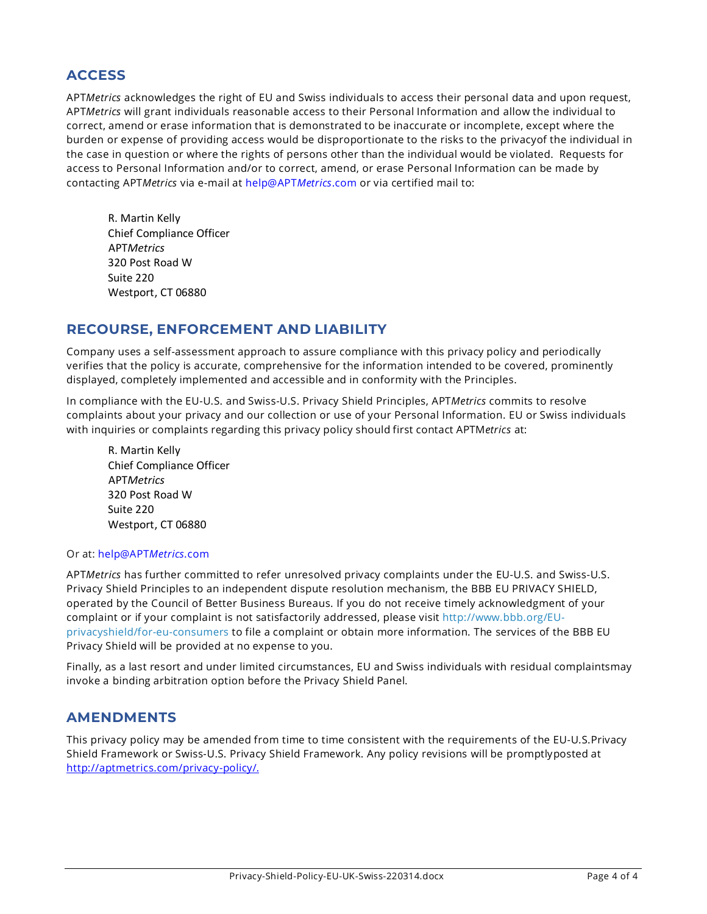## ACCESS

APT*Metrics* acknowledges the right of EU and Swiss individuals to access their personal data and upon request, APT*Metrics* will grant individuals reasonable access to their Personal Information and allow the individual to correct, amend or erase information that is demonstrated to be inaccurate or incomplete, except where the burden or expense of providing access would be disproportionate to the risks to the privacyof the individual in the case in question or where the rights of persons other than the individual would be violated. Requests for access to Personal Information and/or to correct, amend, or erase Personal Information can be made by contacting APT*Metrics* via e-mail at help@APT*Metrics*.com or via certified mail to:

R. Martin Kelly
Chief Compliance Officer
APT*Metrics*
320 Post Road W
Suite 220
Westport, CT 06880

## RECOURSE, ENFORCEMENT AND LIABILITY

Company uses a self-assessment approach to assure compliance with this privacy policy and periodically verifies that the policy is accurate, comprehensive for the information intended to be covered, prominently displayed, completely implemented and accessible and in conformity with the Principles.

In compliance with the EU-U.S. and Swiss-U.S. Privacy Shield Principles, APT*Metrics* commits to resolve complaints about your privacy and our collection or use of your Personal Information. EU or Swiss individuals with inquiries or complaints regarding this privacy policy should first contact APTM*etrics* at:

R. Martin Kelly
Chief Compliance Officer
APT*Metrics*
320 Post Road W
Suite 220
Westport, CT 06880

Or at: help@APT*Metrics*.com

APT*Metrics* has further committed to refer unresolved privacy complaints under the EU-U.S. and Swiss-U.S. Privacy Shield Principles to an independent dispute resolution mechanism, the BBB EU PRIVACY SHIELD, operated by the Council of Better Business Bureaus. If you do not receive timely acknowledgment of your complaint or if your complaint is not satisfactorily addressed, please visit http://www.bbb.org/EU-privacyshield/for-eu-consumers to file a complaint or obtain more information. The services of the BBB EU Privacy Shield will be provided at no expense to you.

Finally, as a last resort and under limited circumstances, EU and Swiss individuals with residual complaintsmay invoke a binding arbitration option before the Privacy Shield Panel.

## AMENDMENTS

This privacy policy may be amended from time to time consistent with the requirements of the EU-U.S.Privacy Shield Framework or Swiss-U.S. Privacy Shield Framework. Any policy revisions will be promptlyposted at http://aptmetrics.com/privacy-policy/.